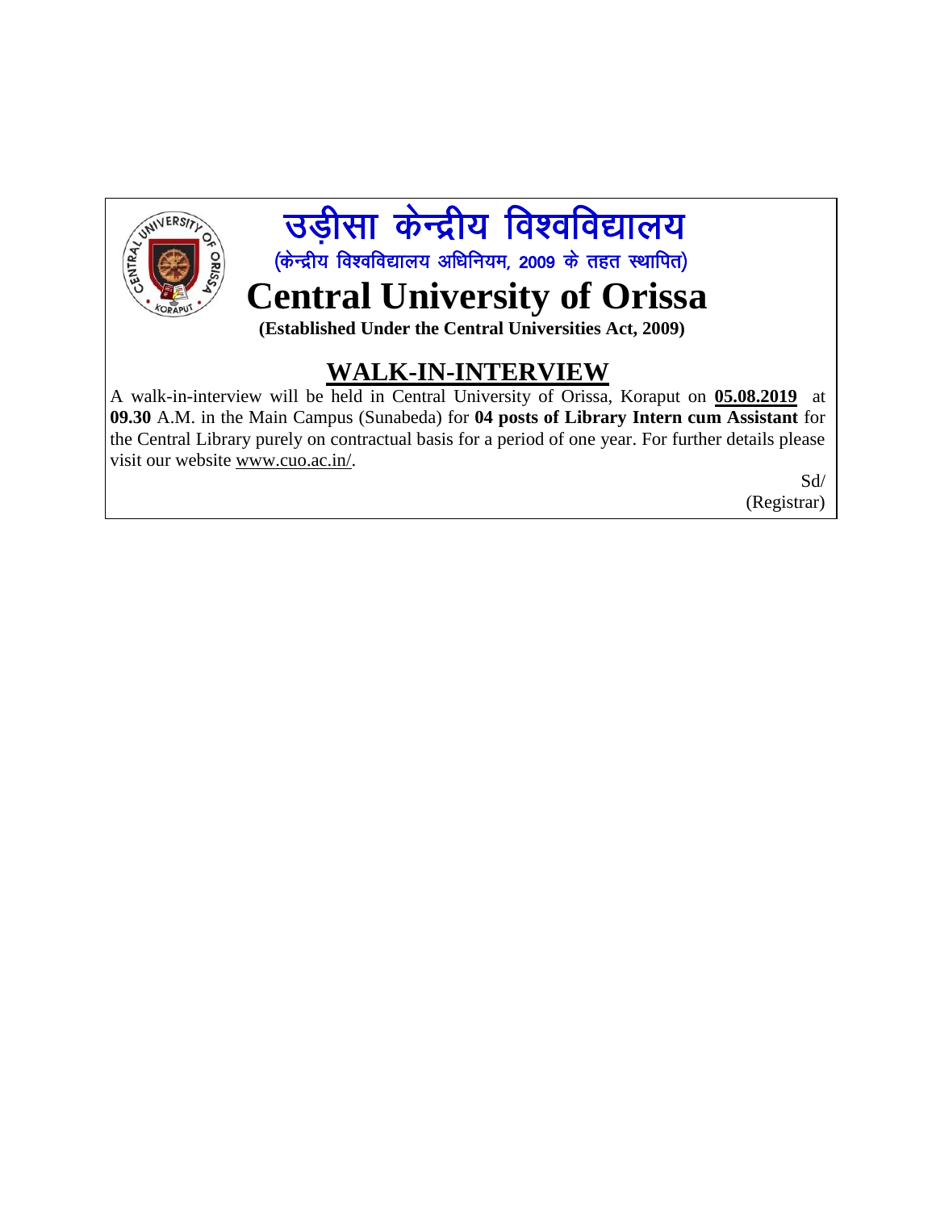# उड़ीसा केन्द्रीय विश्वविद्यालय

(केन्द्रीय विश्वविद्यालय अधिनियम, 2009 के तहत स्थापित)

# Central University of Orissa

**(Established Under the Central Universities Act, 2009)**

## WALK-IN-INTERVIEW

A walk-in-interview will be held in Central University of Orissa, Koraput on **05.08.2019** at **09.30** A.M. in the Main Campus (Sunabeda) for **04 posts of Library Intern cum Assistant** for the Central Library purely on contractual basis for a period of one year. For further details please visit our website www.cuo.ac.in/.

Sd/

(Registrar)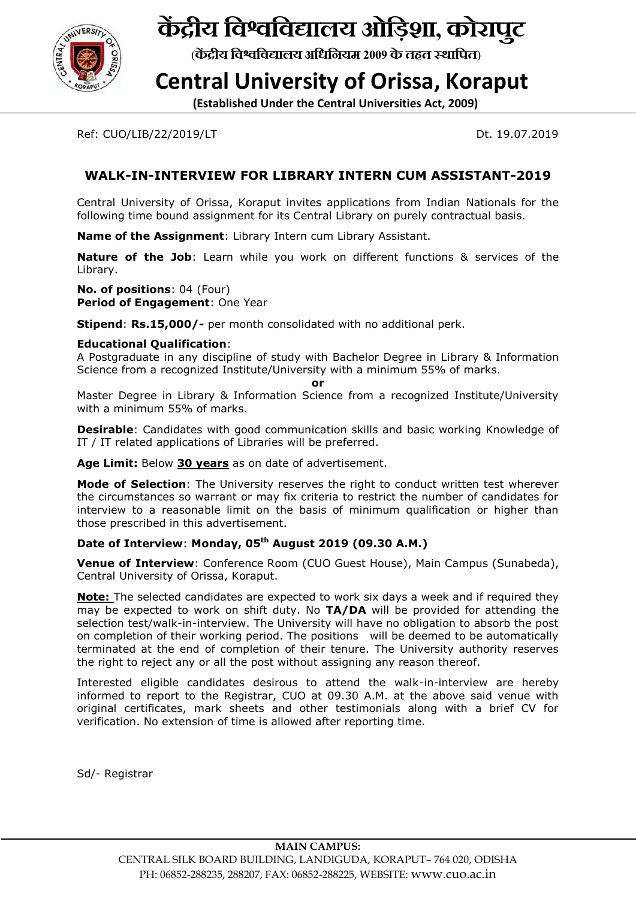# केंद्रीय विश्वविद्यालय ओड़िशा, कोरापुट

**(केंद्रीय विश्वविद्यालय अधिनियम 2009 के तहत स्थापित)**

# Central University of Orissa, Koraput

**(Established Under the Central Universities Act, 2009)**

Ref: CUO/LIB/22/2019/LT

Dt. 19.07.2019

## WALK-IN-INTERVIEW FOR LIBRARY INTERN CUM ASSISTANT-2019

Central University of Orissa, Koraput invites applications from Indian Nationals for the following time bound assignment for its Central Library on purely contractual basis.

**Name of the Assignment**: Library Intern cum Library Assistant.

**Nature of the Job**: Learn while you work on different functions & services of the Library.

**No. of positions**: 04 (Four)
**Period of Engagement**: One Year

**Stipend**: **Rs.15,000/-** per month consolidated with no additional perk.

**Educational Qualification**:
A Postgraduate in any discipline of study with Bachelor Degree in Library & Information Science from a recognized Institute/University with a minimum 55% of marks.

**or**

Master Degree in Library & Information Science from a recognized Institute/University with a minimum 55% of marks.

**Desirable**: Candidates with good communication skills and basic working Knowledge of IT / IT related applications of Libraries will be preferred.

**Age Limit:** Below **30 years** as on date of advertisement.

**Mode of Selection**: The University reserves the right to conduct written test wherever the circumstances so warrant or may fix criteria to restrict the number of candidates for interview to a reasonable limit on the basis of minimum qualification or higher than those prescribed in this advertisement.

**Date of Interview**: **Monday, 05th August 2019 (09.30 A.M.)**

**Venue of Interview**: Conference Room (CUO Guest House), Main Campus (Sunabeda), Central University of Orissa, Koraput.

**Note:** The selected candidates are expected to work six days a week and if required they may be expected to work on shift duty. No **TA/DA** will be provided for attending the selection test/walk-in-interview. The University will have no obligation to absorb the post on completion of their working period. The positions will be deemed to be automatically terminated at the end of completion of their tenure. The University authority reserves the right to reject any or all the post without assigning any reason thereof.

Interested eligible candidates desirous to attend the walk-in-interview are hereby informed to report to the Registrar, CUO at 09.30 A.M. at the above said venue with original certificates, mark sheets and other testimonials along with a brief CV for verification. No extension of time is allowed after reporting time.

Sd/- Registrar

**MAIN CAMPUS:**
CENTRAL SILK BOARD BUILDING, LANDIGUDA, KORAPUT– 764 020, ODISHA
PH: 06852-288235, 288207, FAX: 06852-288225, WEBSITE: www.cuo.ac.in